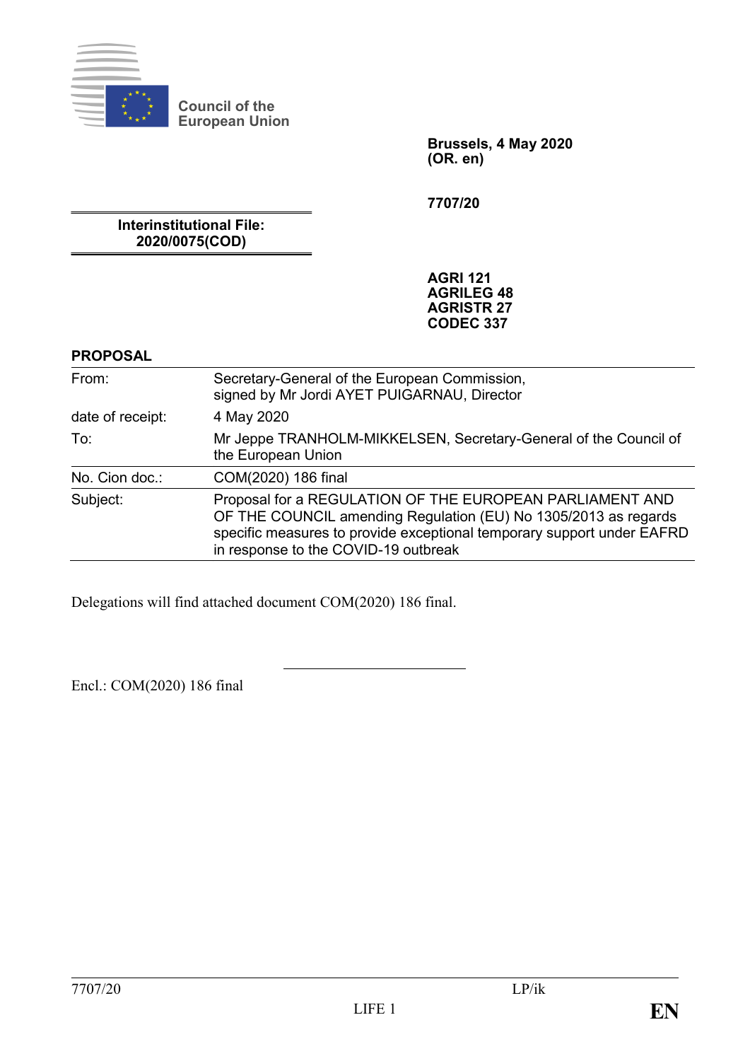Council of the European Union

**Brussels, 4 May 2020**
**(OR. en)**

**7707/20**

**Interinstitutional File:**
**2020/0075(COD)**

**AGRI 121**
**AGRILEG 48**
**AGRISTR 27**
**CODEC 337**

**PROPOSAL**

| | |
|---|---|
| From: | Secretary-General of the European Commission, signed by Mr Jordi AYET PUIGARNAU, Director |
| date of receipt: | 4 May 2020 |
| To: | Mr Jeppe TRANHOLM-MIKKELSEN, Secretary-General of the Council of the European Union |
| No. Cion doc.: | COM(2020) 186 final |
| Subject: | Proposal for a REGULATION OF THE EUROPEAN PARLIAMENT AND OF THE COUNCIL amending Regulation (EU) No 1305/2013 as regards specific measures to provide exceptional temporary support under EAFRD in response to the COVID-19 outbreak |

Delegations will find attached document COM(2020) 186 final.

Encl.: COM(2020) 186 final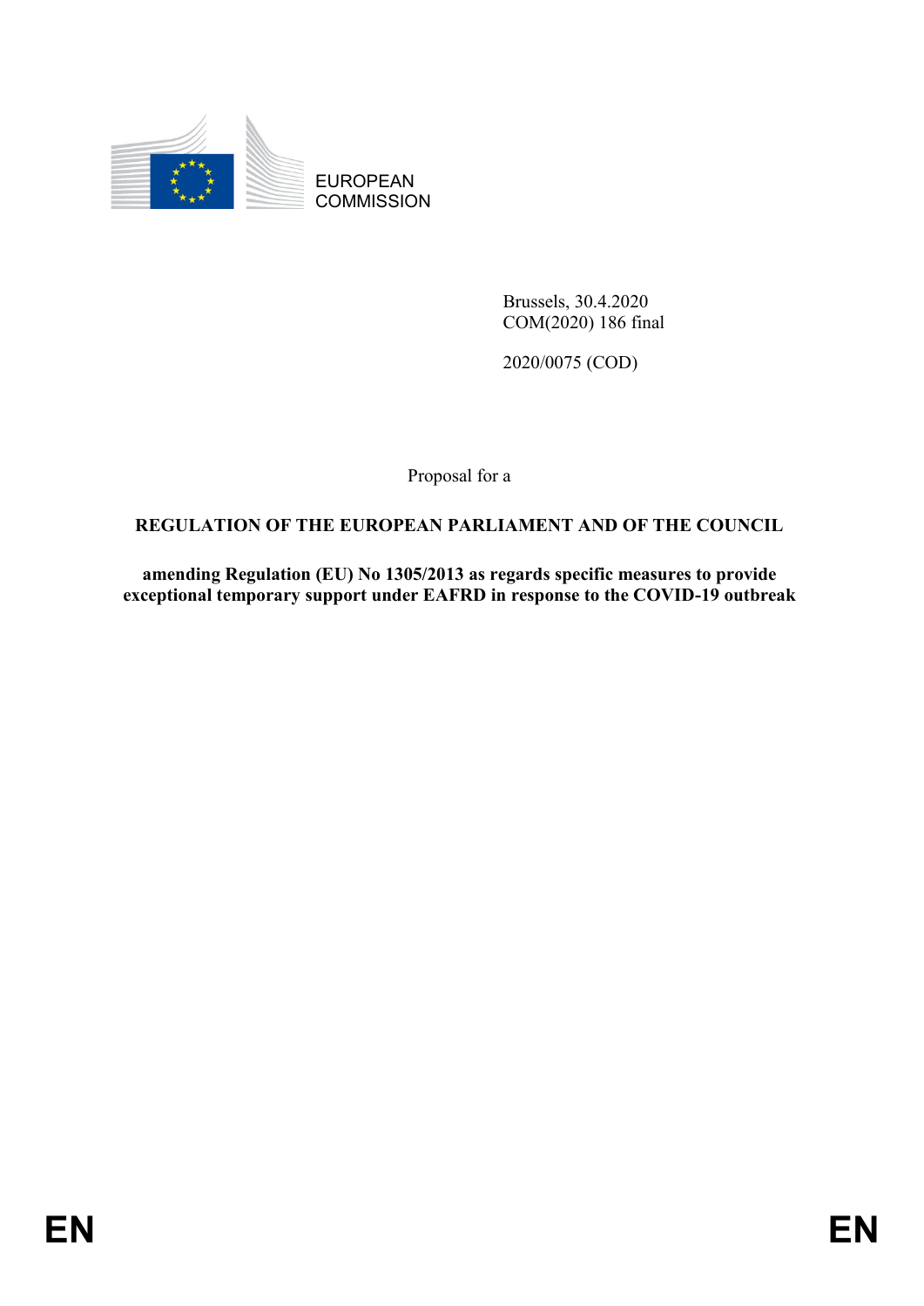EUROPEAN COMMISSION

Brussels, 30.4.2020
COM(2020) 186 final

2020/0075 (COD)

Proposal for a

**REGULATION OF THE EUROPEAN PARLIAMENT AND OF THE COUNCIL**

**amending Regulation (EU) No 1305/2013 as regards specific measures to provide exceptional temporary support under EAFRD in response to the COVID-19 outbreak**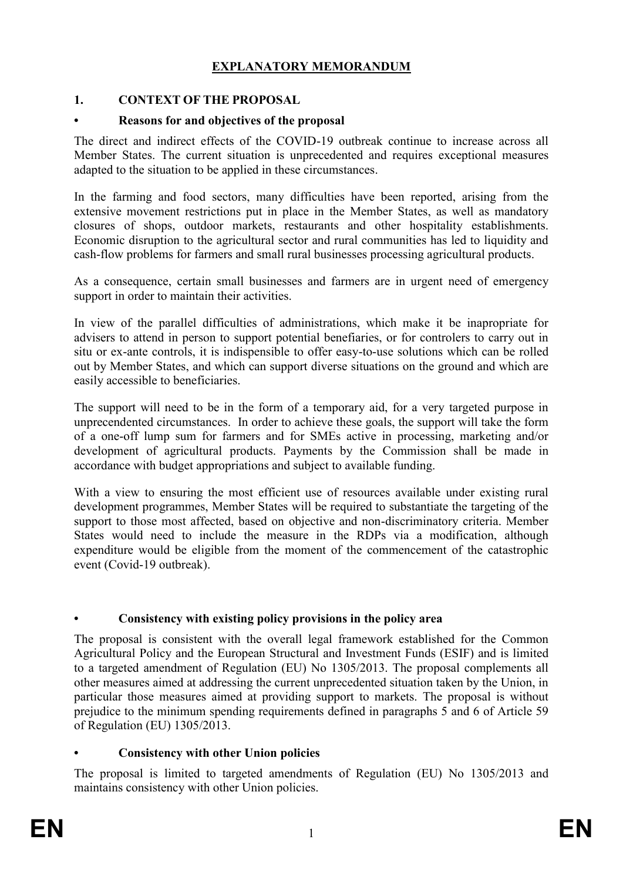# EXPLANATORY MEMORANDUM

## 1. CONTEXT OF THE PROPOSAL

### • Reasons for and objectives of the proposal

The direct and indirect effects of the COVID-19 outbreak continue to increase across all Member States. The current situation is unprecedented and requires exceptional measures adapted to the situation to be applied in these circumstances.

In the farming and food sectors, many difficulties have been reported, arising from the extensive movement restrictions put in place in the Member States, as well as mandatory closures of shops, outdoor markets, restaurants and other hospitality establishments. Economic disruption to the agricultural sector and rural communities has led to liquidity and cash-flow problems for farmers and small rural businesses processing agricultural products.

As a consequence, certain small businesses and farmers are in urgent need of emergency support in order to maintain their activities.

In view of the parallel difficulties of administrations, which make it be inapropriate for advisers to attend in person to support potential benefiaries, or for controlers to carry out in situ or ex-ante controls, it is indispensible to offer easy-to-use solutions which can be rolled out by Member States, and which can support diverse situations on the ground and which are easily accessible to beneficiaries.

The support will need to be in the form of a temporary aid, for a very targeted purpose in unprecendented circumstances. In order to achieve these goals, the support will take the form of a one-off lump sum for farmers and for SMEs active in processing, marketing and/or development of agricultural products. Payments by the Commission shall be made in accordance with budget appropriations and subject to available funding.

With a view to ensuring the most efficient use of resources available under existing rural development programmes, Member States will be required to substantiate the targeting of the support to those most affected, based on objective and non-discriminatory criteria. Member States would need to include the measure in the RDPs via a modification, although expenditure would be eligible from the moment of the commencement of the catastrophic event (Covid-19 outbreak).

### • Consistency with existing policy provisions in the policy area

The proposal is consistent with the overall legal framework established for the Common Agricultural Policy and the European Structural and Investment Funds (ESIF) and is limited to a targeted amendment of Regulation (EU) No 1305/2013. The proposal complements all other measures aimed at addressing the current unprecedented situation taken by the Union, in particular those measures aimed at providing support to markets. The proposal is without prejudice to the minimum spending requirements defined in paragraphs 5 and 6 of Article 59 of Regulation (EU) 1305/2013.

### • Consistency with other Union policies

The proposal is limited to targeted amendments of Regulation (EU) No 1305/2013 and maintains consistency with other Union policies.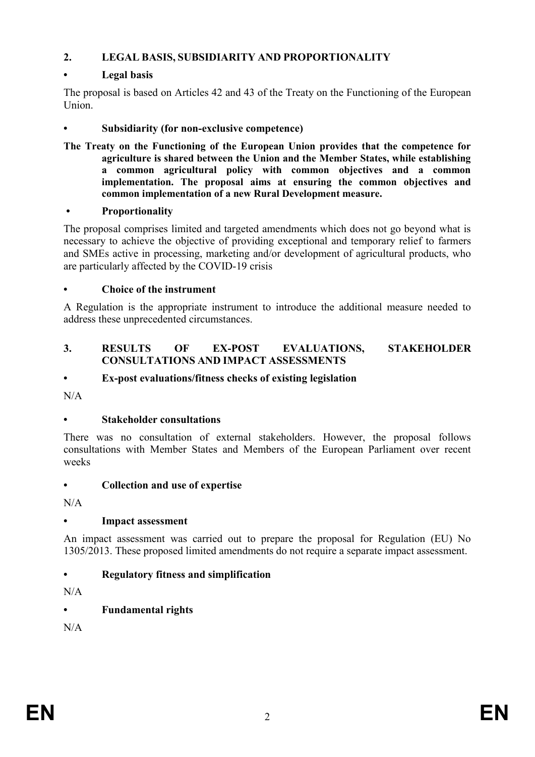## 2. LEGAL BASIS, SUBSIDIARITY AND PROPORTIONALITY

### • Legal basis

The proposal is based on Articles 42 and 43 of the Treaty on the Functioning of the European Union.

### • Subsidiarity (for non-exclusive competence)

**The Treaty on the Functioning of the European Union provides that the competence for agriculture is shared between the Union and the Member States, while establishing a common agricultural policy with common objectives and a common implementation. The proposal aims at ensuring the common objectives and common implementation of a new Rural Development measure.**

### • Proportionality

The proposal comprises limited and targeted amendments which does not go beyond what is necessary to achieve the objective of providing exceptional and temporary relief to farmers and SMEs active in processing, marketing and/or development of agricultural products, who are particularly affected by the COVID-19 crisis

### • Choice of the instrument

A Regulation is the appropriate instrument to introduce the additional measure needed to address these unprecedented circumstances.

## 3. RESULTS OF EX-POST EVALUATIONS, STAKEHOLDER CONSULTATIONS AND IMPACT ASSESSMENTS

### • Ex-post evaluations/fitness checks of existing legislation

N/A

### • Stakeholder consultations

There was no consultation of external stakeholders. However, the proposal follows consultations with Member States and Members of the European Parliament over recent weeks

### • Collection and use of expertise

N/A

### • Impact assessment

An impact assessment was carried out to prepare the proposal for Regulation (EU) No 1305/2013. These proposed limited amendments do not require a separate impact assessment.

### • Regulatory fitness and simplification

N/A

### • Fundamental rights

N/A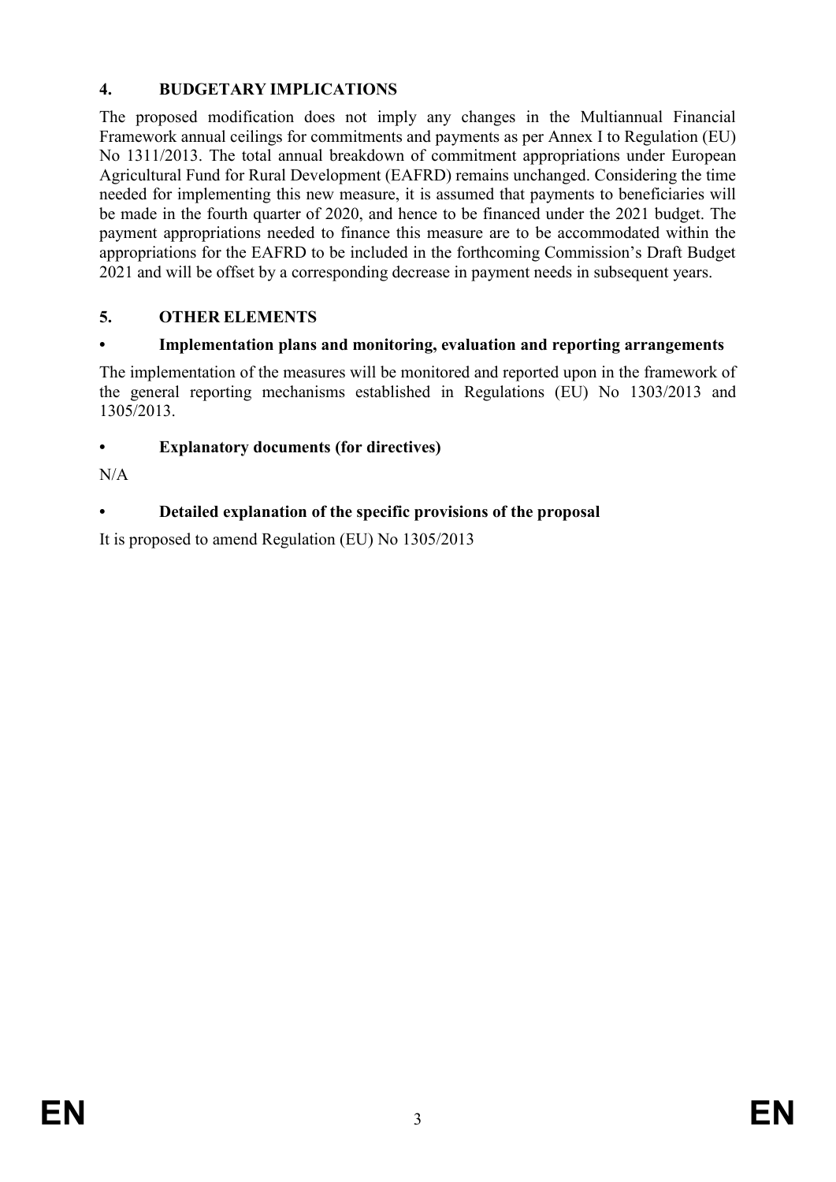## 4. BUDGETARY IMPLICATIONS

The proposed modification does not imply any changes in the Multiannual Financial Framework annual ceilings for commitments and payments as per Annex I to Regulation (EU) No 1311/2013. The total annual breakdown of commitment appropriations under European Agricultural Fund for Rural Development (EAFRD) remains unchanged. Considering the time needed for implementing this new measure, it is assumed that payments to beneficiaries will be made in the fourth quarter of 2020, and hence to be financed under the 2021 budget. The payment appropriations needed to finance this measure are to be accommodated within the appropriations for the EAFRD to be included in the forthcoming Commission's Draft Budget 2021 and will be offset by a corresponding decrease in payment needs in subsequent years.

## 5. OTHER ELEMENTS

### • Implementation plans and monitoring, evaluation and reporting arrangements

The implementation of the measures will be monitored and reported upon in the framework of the general reporting mechanisms established in Regulations (EU) No 1303/2013 and 1305/2013.

### • Explanatory documents (for directives)

N/A

### • Detailed explanation of the specific provisions of the proposal

It is proposed to amend Regulation (EU) No 1305/2013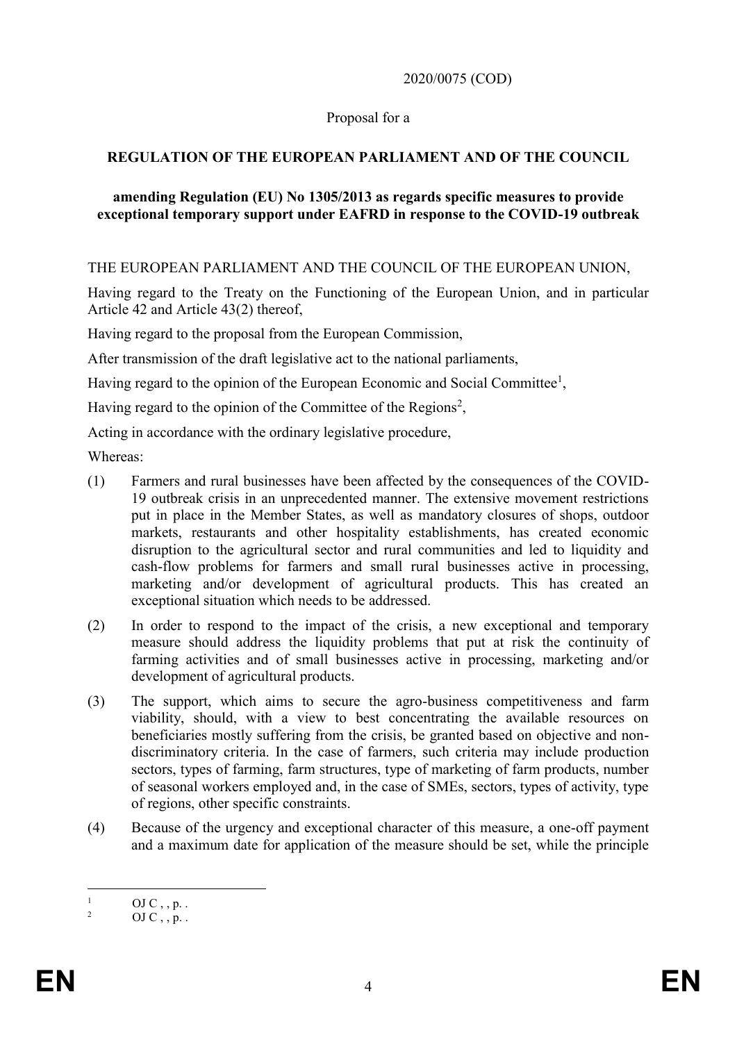2020/0075 (COD)

Proposal for a

**REGULATION OF THE EUROPEAN PARLIAMENT AND OF THE COUNCIL**

**amending Regulation (EU) No 1305/2013 as regards specific measures to provide exceptional temporary support under EAFRD in response to the COVID-19 outbreak**

THE EUROPEAN PARLIAMENT AND THE COUNCIL OF THE EUROPEAN UNION,

Having regard to the Treaty on the Functioning of the European Union, and in particular Article 42 and Article 43(2) thereof,

Having regard to the proposal from the European Commission,

After transmission of the draft legislative act to the national parliaments,

Having regard to the opinion of the European Economic and Social Committee[1],

Having regard to the opinion of the Committee of the Regions[2],

Acting in accordance with the ordinary legislative procedure,

Whereas:

(1) Farmers and rural businesses have been affected by the consequences of the COVID-19 outbreak crisis in an unprecedented manner. The extensive movement restrictions put in place in the Member States, as well as mandatory closures of shops, outdoor markets, restaurants and other hospitality establishments, has created economic disruption to the agricultural sector and rural communities and led to liquidity and cash-flow problems for farmers and small rural businesses active in processing, marketing and/or development of agricultural products. This has created an exceptional situation which needs to be addressed.

(2) In order to respond to the impact of the crisis, a new exceptional and temporary measure should address the liquidity problems that put at risk the continuity of farming activities and of small businesses active in processing, marketing and/or development of agricultural products.

(3) The support, which aims to secure the agro-business competitiveness and farm viability, should, with a view to best concentrating the available resources on beneficiaries mostly suffering from the crisis, be granted based on objective and non-discriminatory criteria. In the case of farmers, such criteria may include production sectors, types of farming, farm structures, type of marketing of farm products, number of seasonal workers employed and, in the case of SMEs, sectors, types of activity, type of regions, other specific constraints.

(4) Because of the urgency and exceptional character of this measure, a one-off payment and a maximum date for application of the measure should be set, while the principle

---

[1] OJ C , , p. .

[2] OJ C , , p. .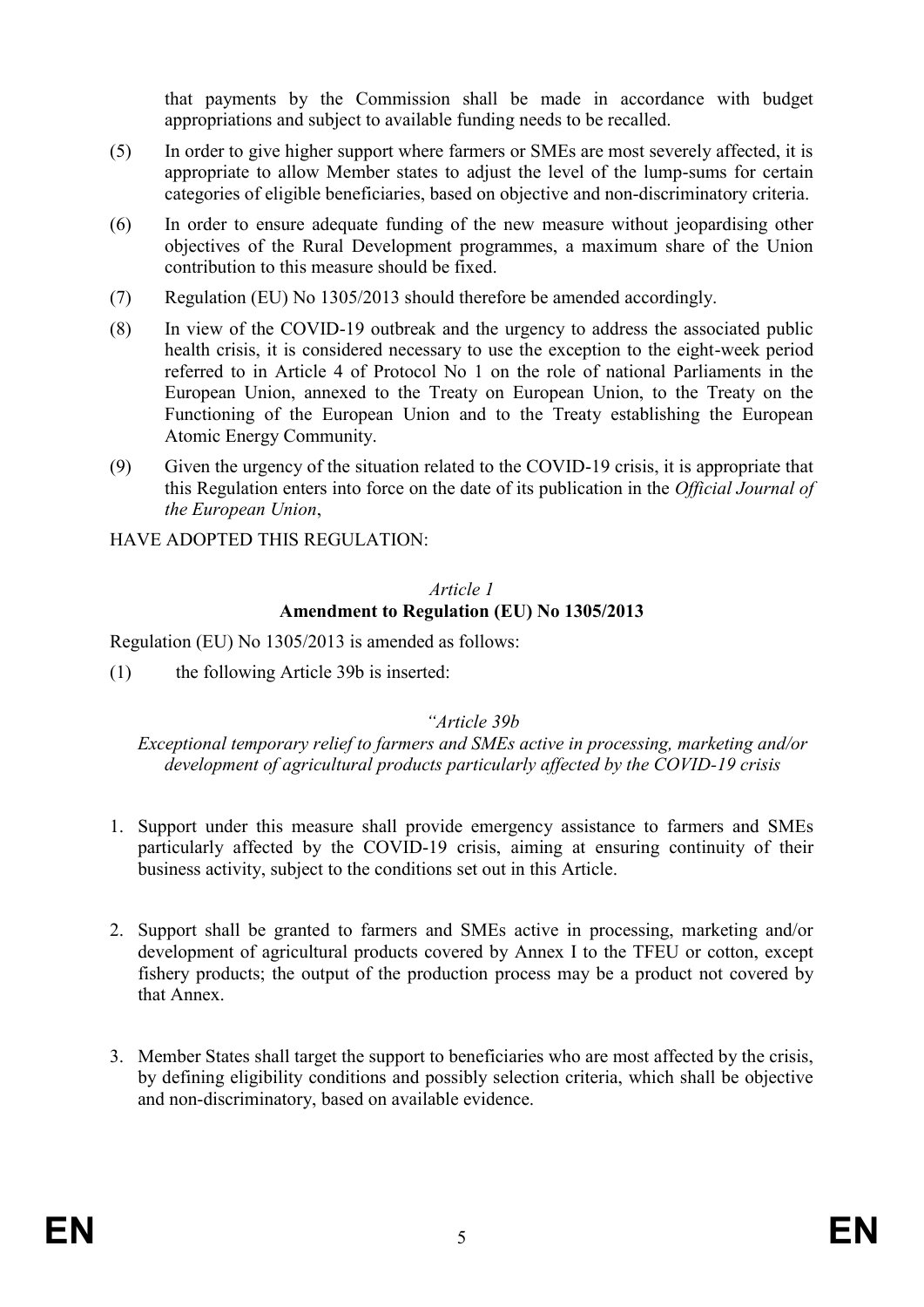that payments by the Commission shall be made in accordance with budget appropriations and subject to available funding needs to be recalled.

(5) In order to give higher support where farmers or SMEs are most severely affected, it is appropriate to allow Member states to adjust the level of the lump-sums for certain categories of eligible beneficiaries, based on objective and non-discriminatory criteria.

(6) In order to ensure adequate funding of the new measure without jeopardising other objectives of the Rural Development programmes, a maximum share of the Union contribution to this measure should be fixed.

(7) Regulation (EU) No 1305/2013 should therefore be amended accordingly.

(8) In view of the COVID-19 outbreak and the urgency to address the associated public health crisis, it is considered necessary to use the exception to the eight-week period referred to in Article 4 of Protocol No 1 on the role of national Parliaments in the European Union, annexed to the Treaty on European Union, to the Treaty on the Functioning of the European Union and to the Treaty establishing the European Atomic Energy Community.

(9) Given the urgency of the situation related to the COVID-19 crisis, it is appropriate that this Regulation enters into force on the date of its publication in the *Official Journal of the European Union*,

HAVE ADOPTED THIS REGULATION:

*Article 1*

**Amendment to Regulation (EU) No 1305/2013**

Regulation (EU) No 1305/2013 is amended as follows:

(1) the following Article 39b is inserted:

*"Article 39b*

*Exceptional temporary relief to farmers and SMEs active in processing, marketing and/or development of agricultural products particularly affected by the COVID-19 crisis*

1. Support under this measure shall provide emergency assistance to farmers and SMEs particularly affected by the COVID-19 crisis, aiming at ensuring continuity of their business activity, subject to the conditions set out in this Article.

2. Support shall be granted to farmers and SMEs active in processing, marketing and/or development of agricultural products covered by Annex I to the TFEU or cotton, except fishery products; the output of the production process may be a product not covered by that Annex.

3. Member States shall target the support to beneficiaries who are most affected by the crisis, by defining eligibility conditions and possibly selection criteria, which shall be objective and non-discriminatory, based on available evidence.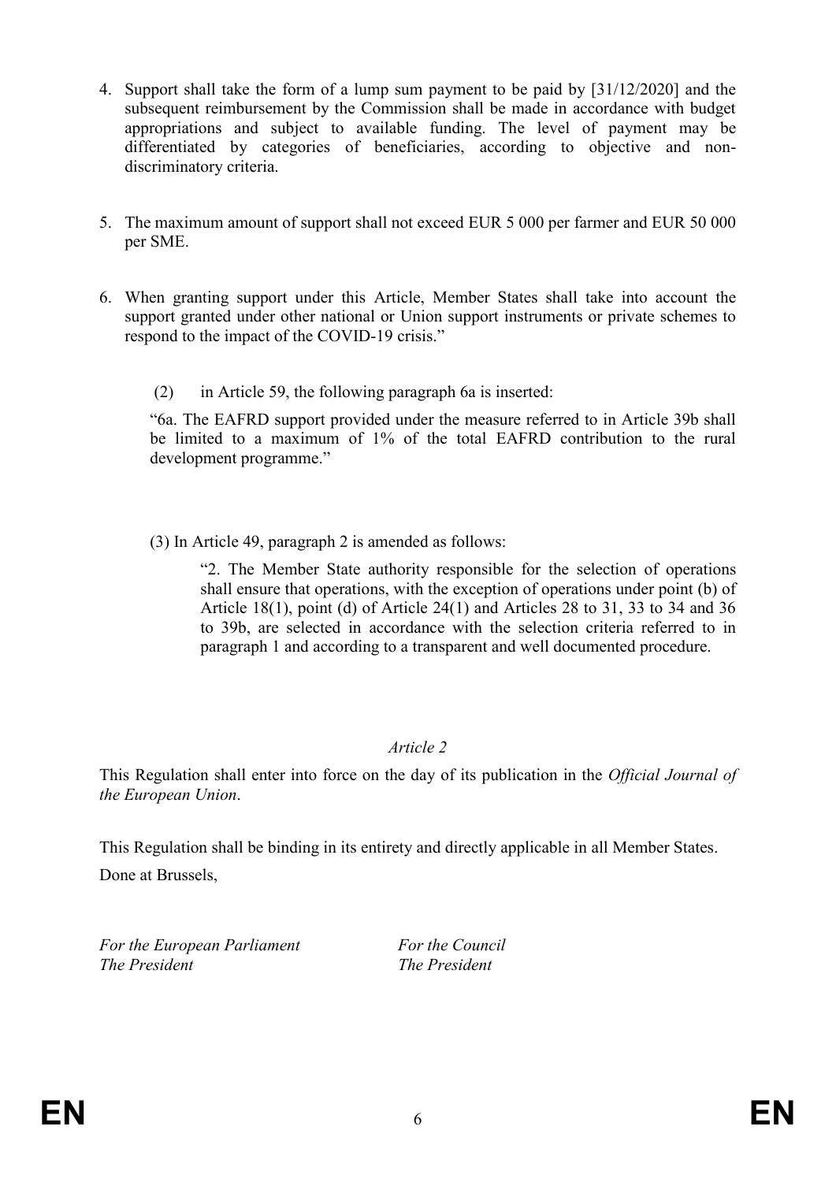4. Support shall take the form of a lump sum payment to be paid by [31/12/2020] and the subsequent reimbursement by the Commission shall be made in accordance with budget appropriations and subject to available funding. The level of payment may be differentiated by categories of beneficiaries, according to objective and non-discriminatory criteria.

5. The maximum amount of support shall not exceed EUR 5 000 per farmer and EUR 50 000 per SME.

6. When granting support under this Article, Member States shall take into account the support granted under other national or Union support instruments or private schemes to respond to the impact of the COVID-19 crisis."

(2) in Article 59, the following paragraph 6a is inserted:

"6a. The EAFRD support provided under the measure referred to in Article 39b shall be limited to a maximum of 1% of the total EAFRD contribution to the rural development programme."

(3) In Article 49, paragraph 2 is amended as follows:

> "2. The Member State authority responsible for the selection of operations shall ensure that operations, with the exception of operations under point (b) of Article 18(1), point (d) of Article 24(1) and Articles 28 to 31, 33 to 34 and 36 to 39b, are selected in accordance with the selection criteria referred to in paragraph 1 and according to a transparent and well documented procedure.

*Article 2*

This Regulation shall enter into force on the day of its publication in the *Official Journal of the European Union*.

This Regulation shall be binding in its entirety and directly applicable in all Member States.

Done at Brussels,

*For the European Parliament*
*The President*

*For the Council*
*The President*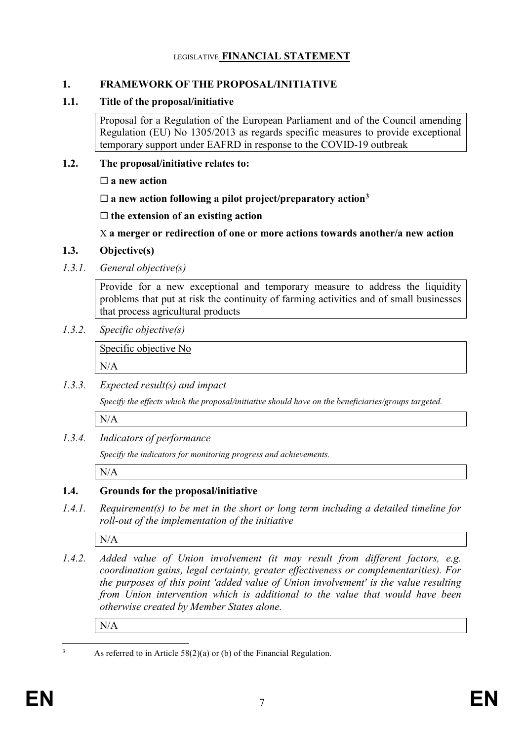LEGISLATIVE **FINANCIAL STATEMENT**

## 1. FRAMEWORK OF THE PROPOSAL/INITIATIVE

### 1.1. Title of the proposal/initiative

Proposal for a Regulation of the European Parliament and of the Council amending Regulation (EU) No 1305/2013 as regards specific measures to provide exceptional temporary support under EAFRD in response to the COVID-19 outbreak

### 1.2. The proposal/initiative relates to:

☐ **a new action**

☐ **a new action following a pilot project/preparatory action**[3]

☐ **the extension of an existing action**

X **a merger or redirection of one or more actions towards another/a new action**

### 1.3. Objective(s)

*1.3.1. General objective(s)*

Provide for a new exceptional and temporary measure to address the liquidity problems that put at risk the continuity of farming activities and of small businesses that process agricultural products

*1.3.2. Specific objective(s)*

Specific objective No

N/A

*1.3.3. Expected result(s) and impact*

*Specify the effects which the proposal/initiative should have on the beneficiaries/groups targeted.*

N/A

*1.3.4. Indicators of performance*

*Specify the indicators for monitoring progress and achievements.*

N/A

### 1.4. Grounds for the proposal/initiative

*1.4.1. Requirement(s) to be met in the short or long term including a detailed timeline for roll-out of the implementation of the initiative*

N/A

*1.4.2. Added value of Union involvement (it may result from different factors, e.g. coordination gains, legal certainty, greater effectiveness or complementarities). For the purposes of this point 'added value of Union involvement' is the value resulting from Union intervention which is additional to the value that would have been otherwise created by Member States alone.*

N/A

[3] As referred to in Article 58(2)(a) or (b) of the Financial Regulation.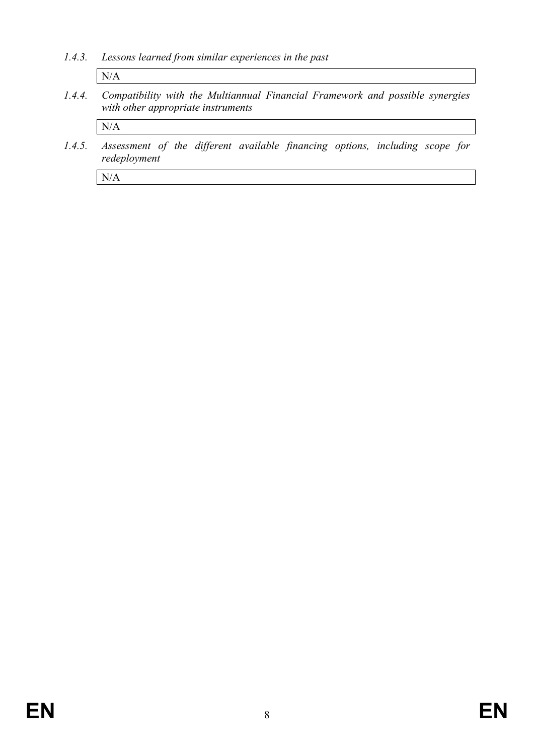*1.4.3. Lessons learned from similar experiences in the past*

N/A

*1.4.4. Compatibility with the Multiannual Financial Framework and possible synergies with other appropriate instruments*

N/A

*1.4.5. Assessment of the different available financing options, including scope for redeployment*

N/A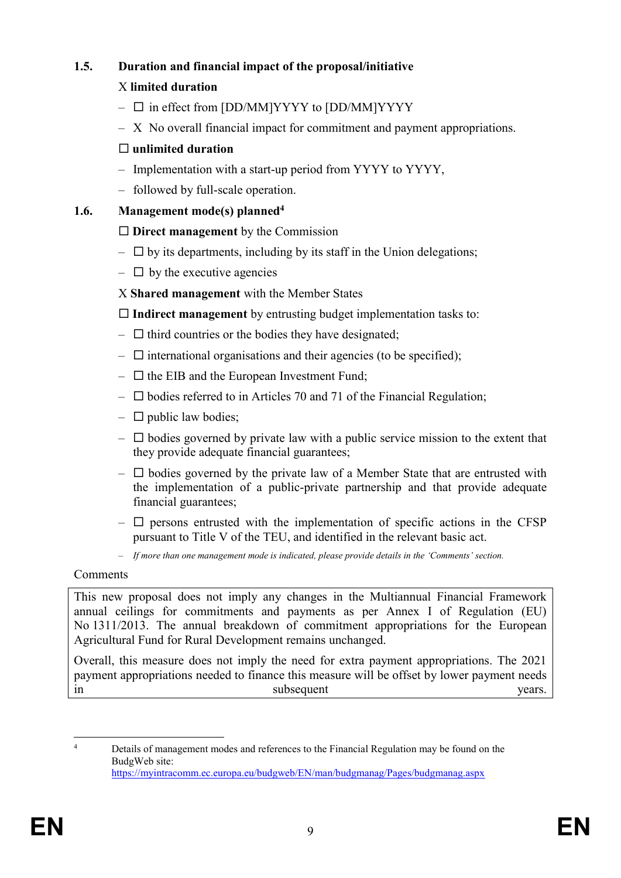## 1.5. Duration and financial impact of the proposal/initiative

X **limited duration**

- ☐ in effect from [DD/MM]YYYY to [DD/MM]YYYY
- X No overall financial impact for commitment and payment appropriations.

☐ **unlimited duration**

- Implementation with a start-up period from YYYY to YYYY,
- followed by full-scale operation.

## 1.6. Management mode(s) planned[4]

☐ **Direct management** by the Commission

- ☐ by its departments, including by its staff in the Union delegations;
- ☐ by the executive agencies

X **Shared management** with the Member States

☐ **Indirect management** by entrusting budget implementation tasks to:

- ☐ third countries or the bodies they have designated;
- ☐ international organisations and their agencies (to be specified);
- ☐ the EIB and the European Investment Fund;
- ☐ bodies referred to in Articles 70 and 71 of the Financial Regulation;
- ☐ public law bodies;
- ☐ bodies governed by private law with a public service mission to the extent that they provide adequate financial guarantees;
- ☐ bodies governed by the private law of a Member State that are entrusted with the implementation of a public-private partnership and that provide adequate financial guarantees;
- ☐ persons entrusted with the implementation of specific actions in the CFSP pursuant to Title V of the TEU, and identified in the relevant basic act.
- *If more than one management mode is indicated, please provide details in the 'Comments' section.*

Comments

| This new proposal does not imply any changes in the Multiannual Financial Framework annual ceilings for commitments and payments as per Annex I of Regulation (EU) No 1311/2013. The annual breakdown of commitment appropriations for the European Agricultural Fund for Rural Development remains unchanged. Overall, this measure does not imply the need for extra payment appropriations. The 2021 payment appropriations needed to finance this measure will be offset by lower payment needs in subsequent years. |
|---|

[4] Details of management modes and references to the Financial Regulation may be found on the BudgWeb site: https://myintracomm.ec.europa.eu/budgweb/EN/man/budgmanag/Pages/budgmanag.aspx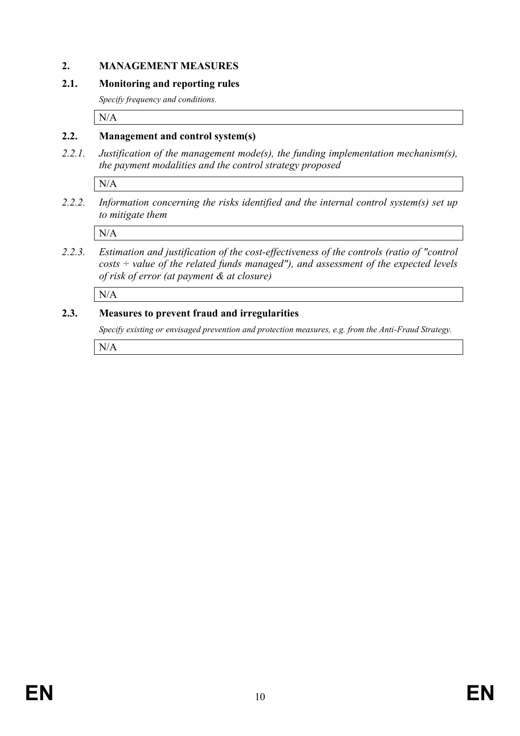## 2. MANAGEMENT MEASURES

### 2.1. Monitoring and reporting rules

*Specify frequency and conditions.*

N/A

### 2.2. Management and control system(s)

*2.2.1. Justification of the management mode(s), the funding implementation mechanism(s), the payment modalities and the control strategy proposed*

N/A

*2.2.2. Information concerning the risks identified and the internal control system(s) set up to mitigate them*

N/A

*2.2.3. Estimation and justification of the cost-effectiveness of the controls (ratio of "control costs ÷ value of the related funds managed"), and assessment of the expected levels of risk of error (at payment & at closure)*

N/A

### 2.3. Measures to prevent fraud and irregularities

*Specify existing or envisaged prevention and protection measures, e.g. from the Anti-Fraud Strategy.*

N/A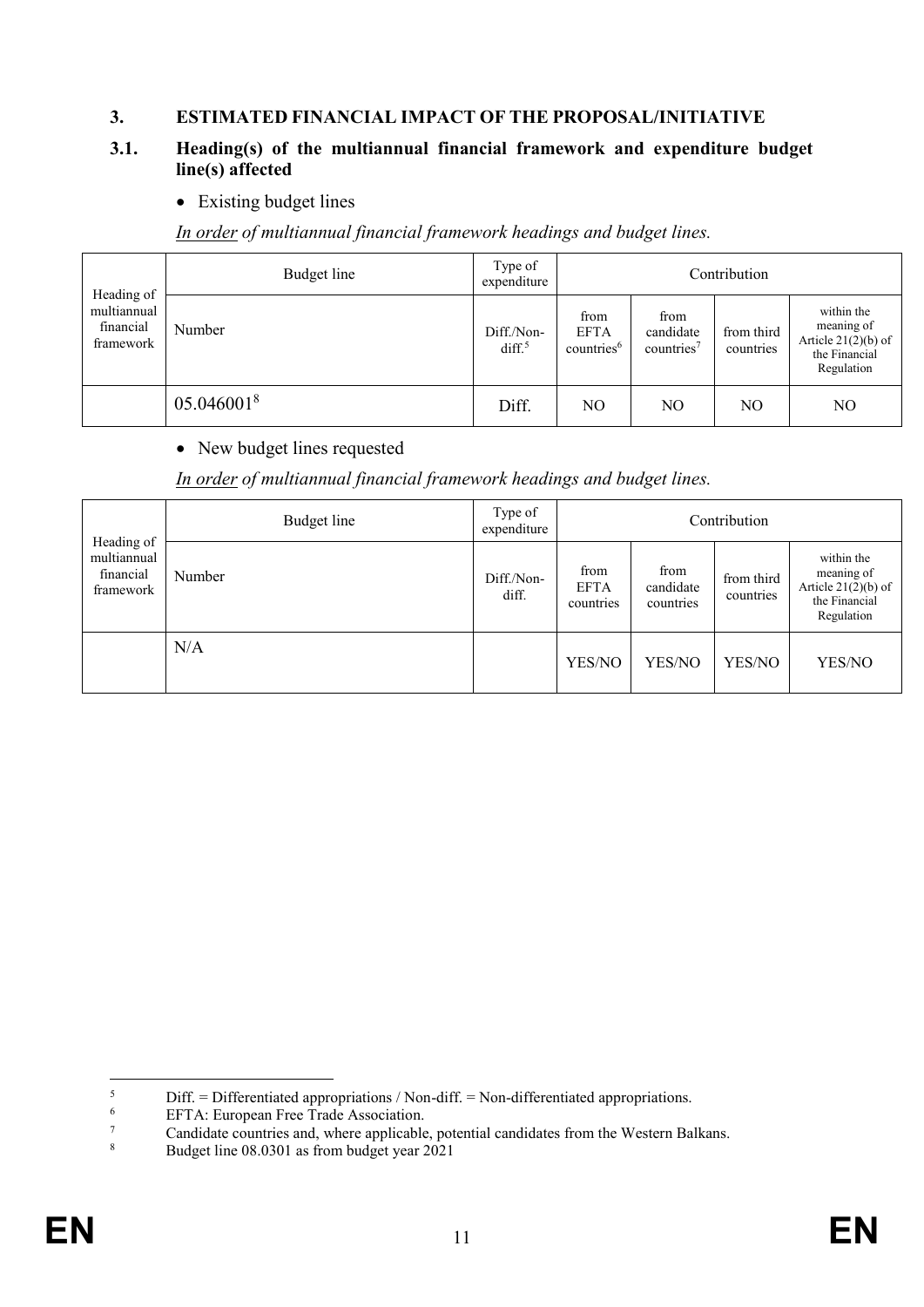## 3. ESTIMATED FINANCIAL IMPACT OF THE PROPOSAL/INITIATIVE

### 3.1. Heading(s) of the multiannual financial framework and expenditure budget line(s) affected

- Existing budget lines

*In order of multiannual financial framework headings and budget lines.*

| Heading of multiannual financial framework | Budget line | Type of expenditure | Contribution | | | |
|---|---|---|---|---|---|---|
| | Number | Diff./Non-diff.[5] | from EFTA countries[6] | from candidate countries[7] | from third countries | within the meaning of Article 21(2)(b) of the Financial Regulation |
| | 05.046001[8] | Diff. | NO | NO | NO | NO |

- New budget lines requested

*In order of multiannual financial framework headings and budget lines.*

| Heading of multiannual financial framework | Budget line | Type of expenditure | Contribution | | | |
|---|---|---|---|---|---|---|
| | Number | Diff./Non-diff. | from EFTA countries | from candidate countries | from third countries | within the meaning of Article 21(2)(b) of the Financial Regulation |
| | N/A | | YES/NO | YES/NO | YES/NO | YES/NO |

---

[5] Diff. = Differentiated appropriations / Non-diff. = Non-differentiated appropriations.

[6] EFTA: European Free Trade Association.

[7] Candidate countries and, where applicable, potential candidates from the Western Balkans.

[8] Budget line 08.0301 as from budget year 2021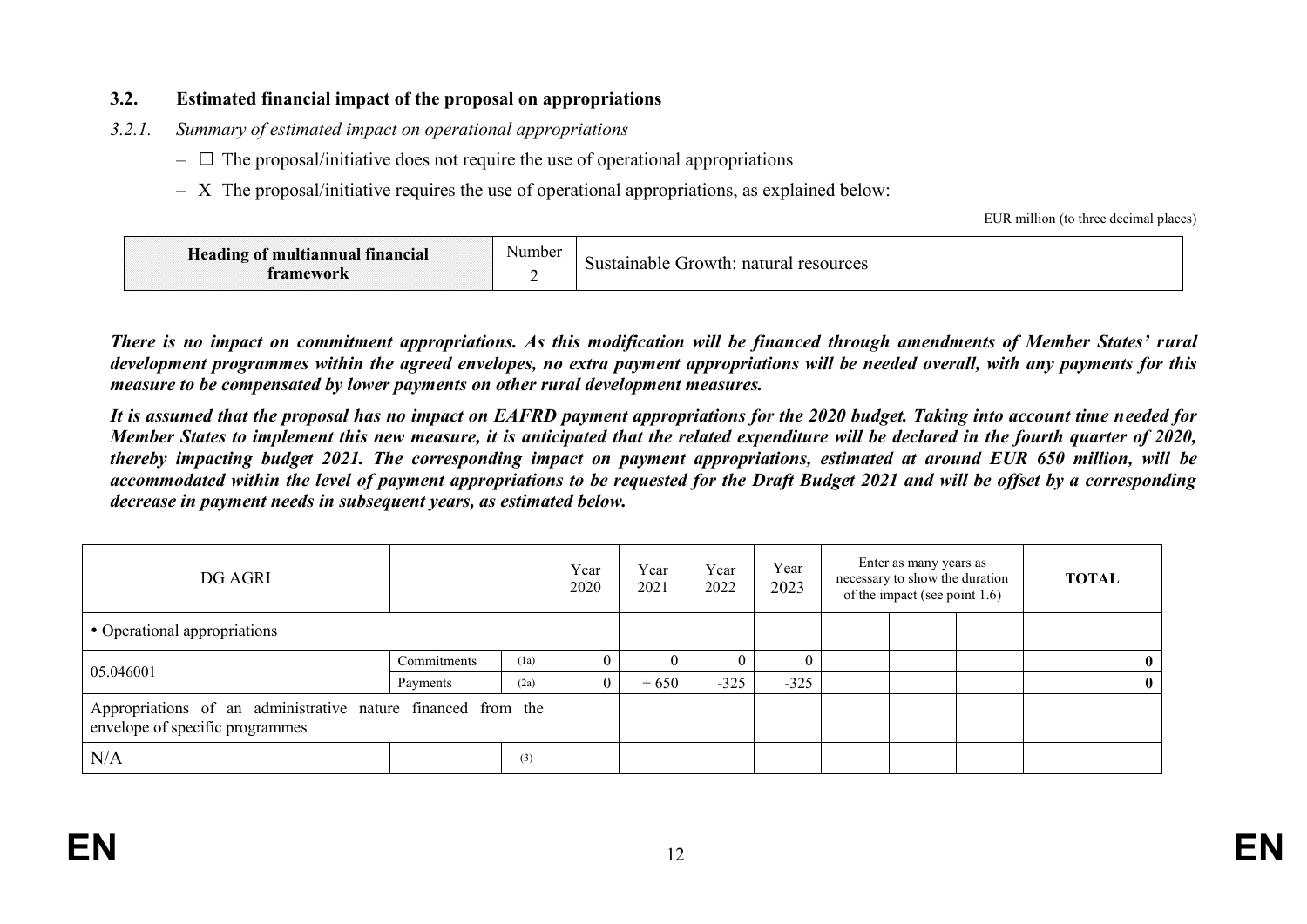### 3.2. Estimated financial impact of the proposal on appropriations

*3.2.1. Summary of estimated impact on operational appropriations*

- ☐ The proposal/initiative does not require the use of operational appropriations
- X The proposal/initiative requires the use of operational appropriations, as explained below:

EUR million (to three decimal places)

| Heading of multiannual financial framework | Number 2 | Sustainable Growth: natural resources |
|---|---|---|

***There is no impact on commitment appropriations. As this modification will be financed through amendments of Member States' rural development programmes within the agreed envelopes, no extra payment appropriations will be needed overall, with any payments for this measure to be compensated by lower payments on other rural development measures.***

***It is assumed that the proposal has no impact on EAFRD payment appropriations for the 2020 budget. Taking into account time needed for Member States to implement this new measure, it is anticipated that the related expenditure will be declared in the fourth quarter of 2020, thereby impacting budget 2021. The corresponding impact on payment appropriations, estimated at around EUR 650 million, will be accommodated within the level of payment appropriations to be requested for the Draft Budget 2021 and will be offset by a corresponding decrease in payment needs in subsequent years, as estimated below.***

| DG AGRI | | | Year 2020 | Year 2021 | Year 2022 | Year 2023 | Enter as many years as necessary to show the duration of the impact (see point 1.6) | | | **TOTAL** |
|---|---|---|---|---|---|---|---|---|---|---|
| • Operational appropriations | | | | | | | | | | |
| 05.046001 | Commitments | (1a) | 0 | 0 | 0 | 0 | | | | **0** |
| | Payments | (2a) | 0 | + 650 | -325 | -325 | | | | **0** |
| Appropriations of an administrative nature financed from the envelope of specific programmes | | | | | | | | | | |
| N/A | | (3) | | | | | | | | |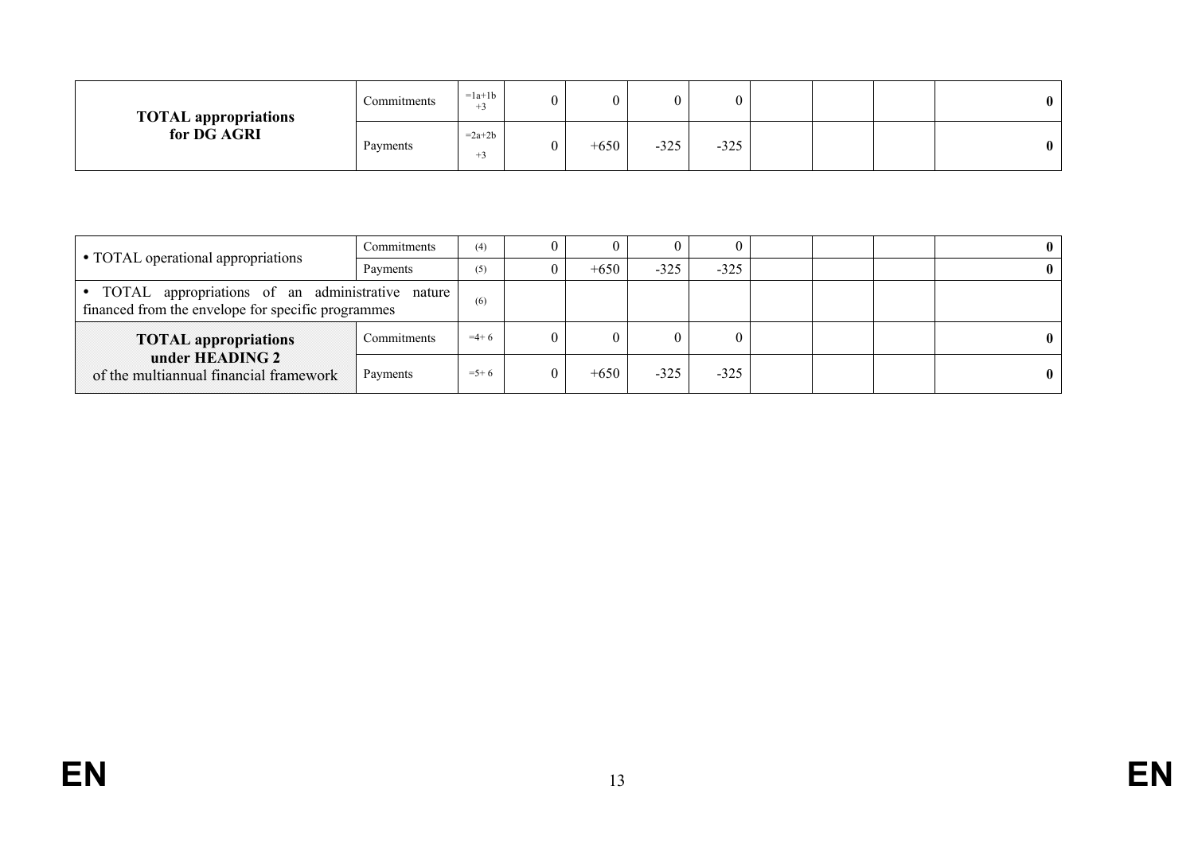| | | | | | | | | | | |
|---|---|---|---|---|---|---|---|---|---|---|
| **TOTAL appropriations for DG AGRI** | Commitments | =1a+1b +3 | 0 | 0 | 0 | 0 | | | | **0** |
| | Payments | =2a+2b +3 | 0 | +650 | -325 | -325 | | | | **0** |

| | | | | | | | | | | |
|---|---|---|---|---|---|---|---|---|---|---|
| • TOTAL operational appropriations | Commitments | (4) | 0 | 0 | 0 | 0 | | | | **0** |
| | Payments | (5) | 0 | +650 | -325 | -325 | | | | **0** |
| • TOTAL appropriations of an administrative nature financed from the envelope for specific programmes | | (6) | | | | | | | | |
| **TOTAL appropriations under HEADING 2** of the multiannual financial framework | Commitments | =4+ 6 | 0 | 0 | 0 | 0 | | | | **0** |
| | Payments | =5+ 6 | 0 | +650 | -325 | -325 | | | | **0** |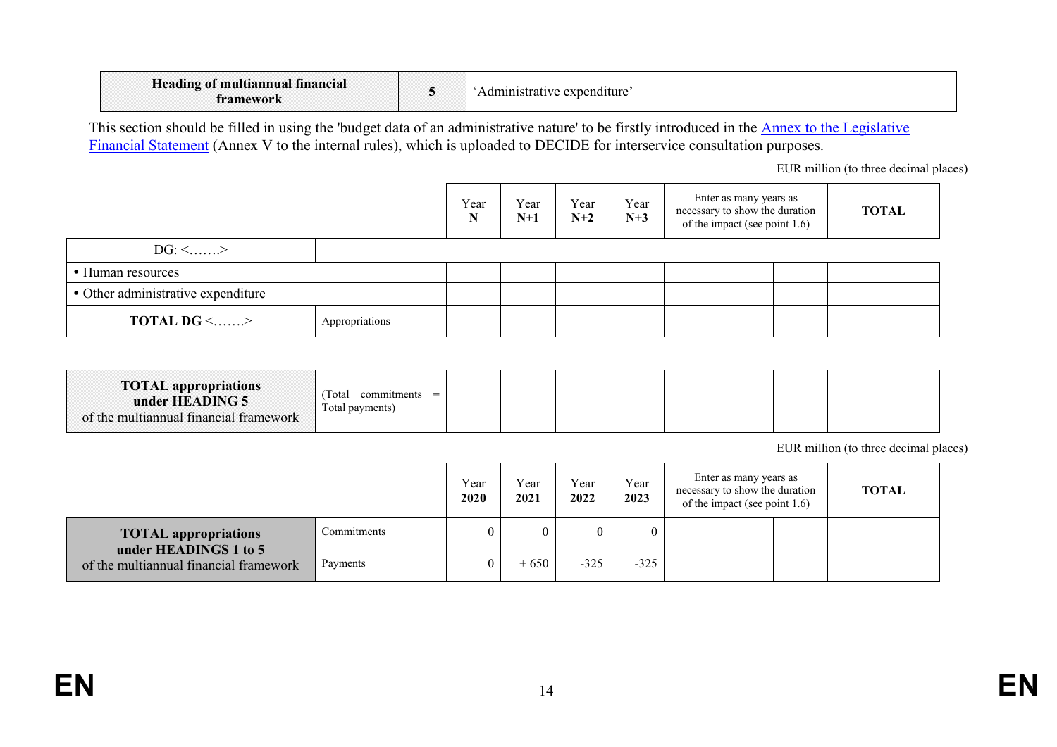| Heading of multiannual financial framework | 5 | 'Administrative expenditure' |
|---|---|---|

This section should be filled in using the 'budget data of an administrative nature' to be firstly introduced in the Annex to the Legislative Financial Statement (Annex V to the internal rules), which is uploaded to DECIDE for interservice consultation purposes.

EUR million (to three decimal places)

| | | Year N | Year N+1 | Year N+2 | Year N+3 | Enter as many years as necessary to show the duration of the impact (see point 1.6) | | | TOTAL |
|---|---|---|---|---|---|---|---|---|---|
| DG: <…….> | | | | | | | | | |
| • Human resources | | | | | | | | | |
| • Other administrative expenditure | | | | | | | | | |
| **TOTAL DG** <…….> | Appropriations | | | | | | | | |

| | | | | | | | | | |
|---|---|---|---|---|---|---|---|---|---|
| **TOTAL appropriations under HEADING 5** of the multiannual financial framework | (Total commitments = Total payments) | | | | | | | | |

EUR million (to three decimal places)

| | | Year **2020** | Year **2021** | Year **2022** | Year **2023** | Enter as many years as necessary to show the duration of the impact (see point 1.6) | | | TOTAL |
|---|---|---|---|---|---|---|---|---|---|
| **TOTAL appropriations under HEADINGS 1 to 5** of the multiannual financial framework | Commitments | 0 | 0 | 0 | 0 | | | | |
| | Payments | 0 | + 650 | -325 | -325 | | | | |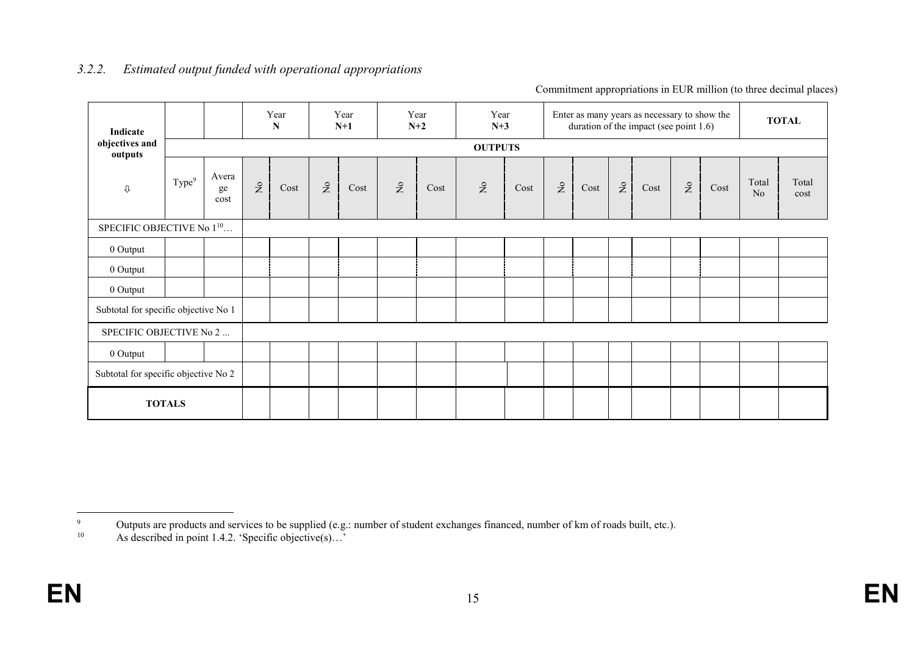### *3.2.2. Estimated output funded with operational appropriations*

Commitment appropriations in EUR million (to three decimal places)

| Indicate objectives and outputs | | | Year N | | Year N+1 | | Year N+2 | | Year N+3 | | Enter as many years as necessary to show the duration of the impact (see point 1.6) | | | | | | TOTAL | |
|---|---|---|---|---|---|---|---|---|---|---|---|---|---|---|---|---|---|---|
| | OUTPUTS | | | | | | | | | | | | | | | | | |
| ⇩ | Type[9] | Average cost | No | Cost | No | Cost | No | Cost | No | Cost | No | Cost | No | Cost | No | Cost | Total No | Total cost |
| SPECIFIC OBJECTIVE No 1[10]… | | | | | | | | | | | | | | | | | | |
| 0 Output | | | | | | | | | | | | | | | | | | |
| 0 Output | | | | | | | | | | | | | | | | | | |
| 0 Output | | | | | | | | | | | | | | | | | | |
| Subtotal for specific objective No 1 | | | | | | | | | | | | | | | | | | |
| SPECIFIC OBJECTIVE No 2 ... | | | | | | | | | | | | | | | | | | |
| 0 Output | | | | | | | | | | | | | | | | | | |
| Subtotal for specific objective No 2 | | | | | | | | | | | | | | | | | | |
| **TOTALS** | | | | | | | | | | | | | | | | | | |

[9] Outputs are products and services to be supplied (e.g.: number of student exchanges financed, number of km of roads built, etc.).

[10] As described in point 1.4.2. 'Specific objective(s)…'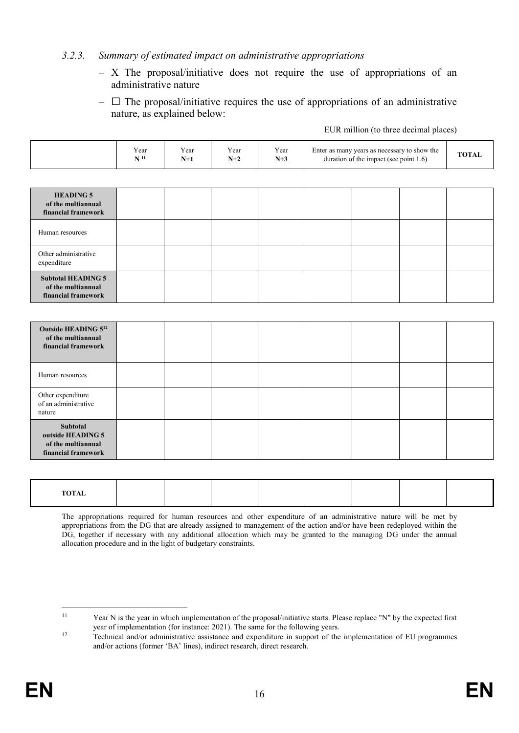### *3.2.3. Summary of estimated impact on administrative appropriations*

– X The proposal/initiative does not require the use of appropriations of an administrative nature

– ☐ The proposal/initiative requires the use of appropriations of an administrative nature, as explained below:

EUR million (to three decimal places)

| | Year N [11] | Year N+1 | Year N+2 | Year N+3 | Enter as many years as necessary to show the duration of the impact (see point 1.6) | | | TOTAL |
|---|---|---|---|---|---|---|---|---|
| **HEADING 5 of the multiannual financial framework** | | | | | | | | |
| Human resources | | | | | | | | |
| Other administrative expenditure | | | | | | | | |
| **Subtotal HEADING 5 of the multiannual financial framework** | | | | | | | | |
| **Outside HEADING 5[12] of the multiannual financial framework** | | | | | | | | |
| Human resources | | | | | | | | |
| Other expenditure of an administrative nature | | | | | | | | |
| **Subtotal outside HEADING 5 of the multiannual financial framework** | | | | | | | | |
| **TOTAL** | | | | | | | | |

The appropriations required for human resources and other expenditure of an administrative nature will be met by appropriations from the DG that are already assigned to management of the action and/or have been redeployed within the DG, together if necessary with any additional allocation which may be granted to the managing DG under the annual allocation procedure and in the light of budgetary constraints.

---

[11] Year N is the year in which implementation of the proposal/initiative starts. Please replace "N" by the expected first year of implementation (for instance: 2021). The same for the following years.

[12] Technical and/or administrative assistance and expenditure in support of the implementation of EU programmes and/or actions (former 'BA' lines), indirect research, direct research.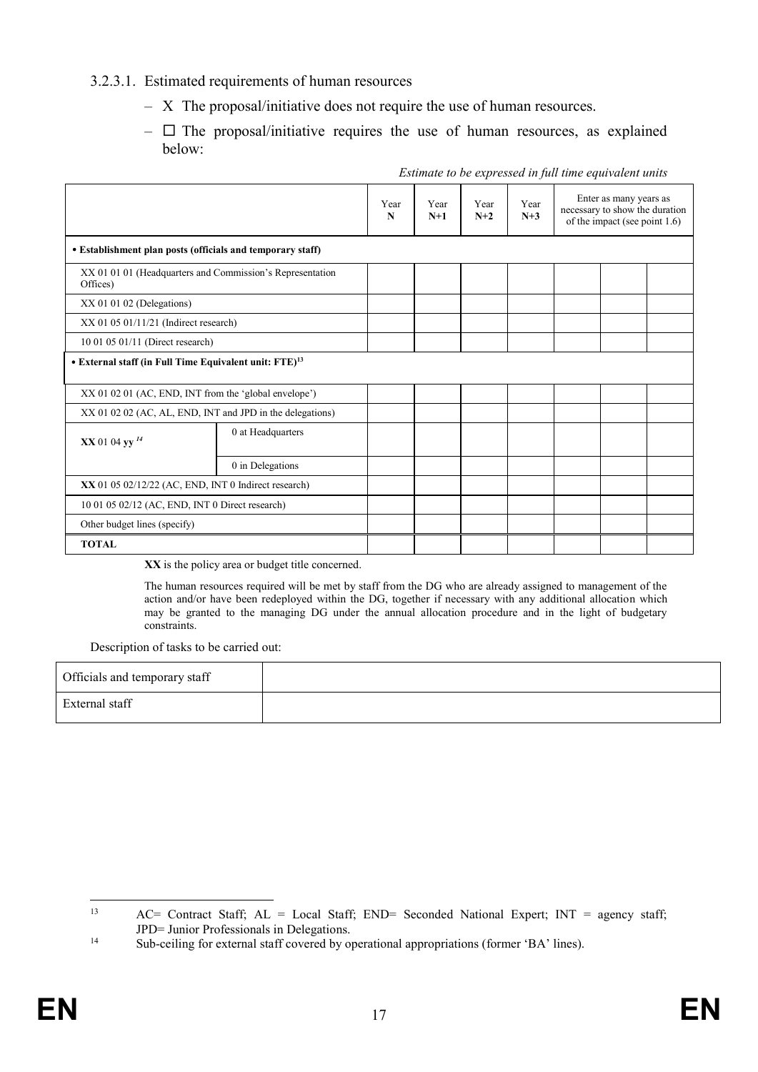### 3.2.3.1. Estimated requirements of human resources

- X The proposal/initiative does not require the use of human resources.
- ☐ The proposal/initiative requires the use of human resources, as explained below:

*Estimate to be expressed in full time equivalent units*

| | | Year N | Year N+1 | Year N+2 | Year N+3 | Enter as many years as necessary to show the duration of the impact (see point 1.6) | | |
|---|---|---|---|---|---|---|---|---|
| **• Establishment plan posts (officials and temporary staff)** | | | | | | | | |
| XX 01 01 01 (Headquarters and Commission's Representation Offices) | | | | | | | | |
| XX 01 01 02 (Delegations) | | | | | | | | |
| XX 01 05 01/11/21 (Indirect research) | | | | | | | | |
| 10 01 05 01/11 (Direct research) | | | | | | | | |
| **• External staff (in Full Time Equivalent unit: FTE)**[13] | | | | | | | | |
| XX 01 02 01 (AC, END, INT from the 'global envelope') | | | | | | | | |
| XX 01 02 02 (AC, AL, END, INT and JPD in the delegations) | | | | | | | | |
| **XX** 01 04 **yy** [14] | 0 at Headquarters | | | | | | | |
| | 0 in Delegations | | | | | | | |
| **XX** 01 05 02/12/22 (AC, END, INT 0 Indirect research) | | | | | | | | |
| 10 01 05 02/12 (AC, END, INT 0 Direct research) | | | | | | | | |
| Other budget lines (specify) | | | | | | | | |
| **TOTAL** | | | | | | | | |

**XX** is the policy area or budget title concerned.

The human resources required will be met by staff from the DG who are already assigned to management of the action and/or have been redeployed within the DG, together if necessary with any additional allocation which may be granted to the managing DG under the annual allocation procedure and in the light of budgetary constraints.

Description of tasks to be carried out:

| | |
|---|---|
| Officials and temporary staff | |
| External staff | |

[13] AC= Contract Staff; AL = Local Staff; END= Seconded National Expert; INT = agency staff; JPD= Junior Professionals in Delegations.

[14] Sub-ceiling for external staff covered by operational appropriations (former 'BA' lines).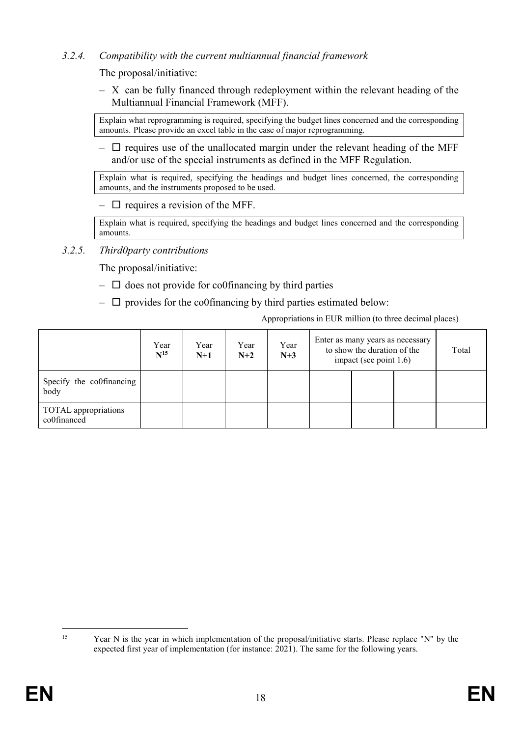### *3.2.4. Compatibility with the current multiannual financial framework*

The proposal/initiative:

– X can be fully financed through redeployment within the relevant heading of the Multiannual Financial Framework (MFF).

> Explain what reprogramming is required, specifying the budget lines concerned and the corresponding amounts. Please provide an excel table in the case of major reprogramming.

– ☐ requires use of the unallocated margin under the relevant heading of the MFF and/or use of the special instruments as defined in the MFF Regulation.

> Explain what is required, specifying the headings and budget lines concerned, the corresponding amounts, and the instruments proposed to be used.

– ☐ requires a revision of the MFF.

> Explain what is required, specifying the headings and budget lines concerned and the corresponding amounts.

### *3.2.5. Third0party contributions*

The proposal/initiative:

– ☐ does not provide for co0financing by third parties

– ☐ provides for the co0financing by third parties estimated below:

Appropriations in EUR million (to three decimal places)

| | Year **N**[15] | Year **N+1** | Year **N+2** | Year **N+3** | Enter as many years as necessary to show the duration of the impact (see point 1.6) | | | Total |
|---|---|---|---|---|---|---|---|---|
| Specify the co0financing body | | | | | | | | |
| TOTAL appropriations co0financed | | | | | | | | |

[15] Year N is the year in which implementation of the proposal/initiative starts. Please replace "N" by the expected first year of implementation (for instance: 2021). The same for the following years.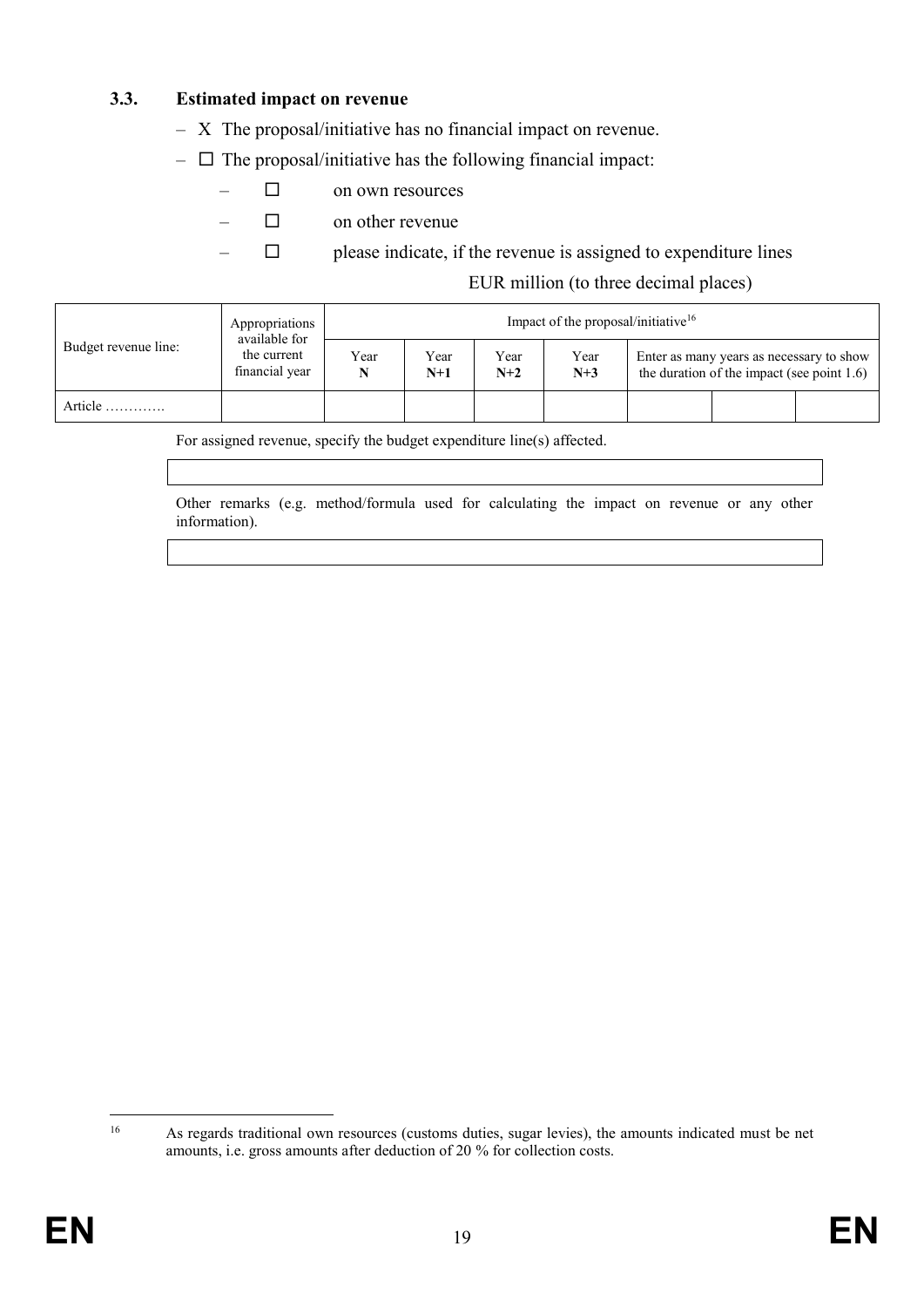### 3.3. Estimated impact on revenue

- X The proposal/initiative has no financial impact on revenue.
- ☐ The proposal/initiative has the following financial impact:
  - ☐ on own resources
  - ☐ on other revenue
  - ☐ please indicate, if the revenue is assigned to expenditure lines

EUR million (to three decimal places)

| Budget revenue line: | Appropriations available for the current financial year | Impact of the proposal/initiative[16] | | | | | | |
|---|---|---|---|---|---|---|---|---|
| | | Year **N** | Year **N+1** | Year **N+2** | Year **N+3** | Enter as many years as necessary to show the duration of the impact (see point 1.6) | | |
| Article …………. | | | | | | | | |

For assigned revenue, specify the budget expenditure line(s) affected.

| |
|---|
| |

Other remarks (e.g. method/formula used for calculating the impact on revenue or any other information).

| |
|---|
| |

---

[16] As regards traditional own resources (customs duties, sugar levies), the amounts indicated must be net amounts, i.e. gross amounts after deduction of 20 % for collection costs.